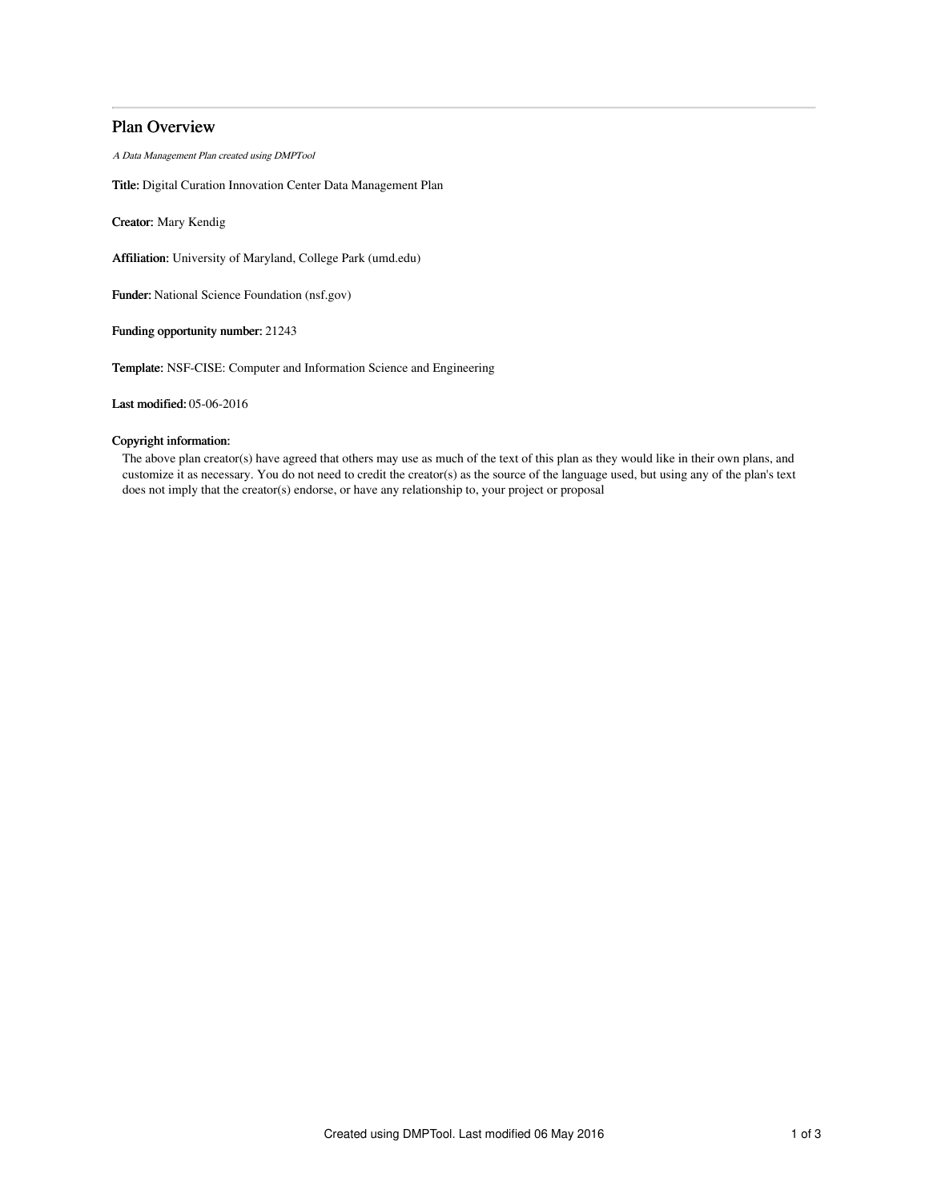# Plan Overview

*A Data Management Plan created using DMPTool*

**Title:** Digital Curation Innovation Center Data Management Plan

**Creator:** Mary Kendig

**Affiliation:** University of Maryland, College Park (umd.edu)

**Funder:** National Science Foundation (nsf.gov)

**Funding opportunity number:** 21243

**Template:** NSF-CISE: Computer and Information Science and Engineering

**Last modified:** 05-06-2016

**Copyright information:**

The above plan creator(s) have agreed that others may use as much of the text of this plan as they would like in their own plans, and customize it as necessary. You do not need to credit the creator(s) as the source of the language used, but using any of the plan's text does not imply that the creator(s) endorse, or have any relationship to, your project or proposal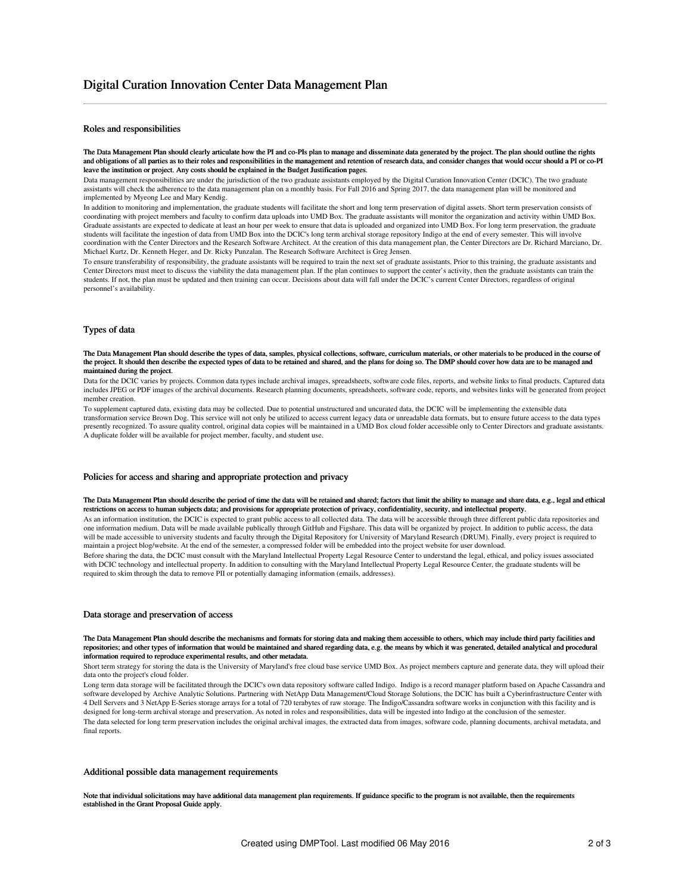# Digital Curation Innovation Center Data Management Plan

## Roles and responsibilities

**The Data Management Plan should clearly articulate how the PI and co-PIs plan to manage and disseminate data generated by the project. The plan should outline the rights and obligations of all parties as to their roles and responsibilities in the management and retention of research data, and consider changes that would occur should a PI or co-PI leave the institution or project. Any costs should be explained in the Budget Justification pages.**

Data management responsibilities are under the jurisdiction of the two graduate assistants employed by the Digital Curation Innovation Center (DCIC). The two graduate assistants will check the adherence to the data management plan on a monthly basis. For Fall 2016 and Spring 2017, the data management plan will be monitored and implemented by Myeong Lee and Mary Kendig.

In addition to monitoring and implementation, the graduate students will facilitate the short and long term preservation of digital assets. Short term preservation consists of coordinating with project members and faculty to confirm data uploads into UMD Box. The graduate assistants will monitor the organization and activity within UMD Box. Graduate assistants are expected to dedicate at least an hour per week to ensure that data is uploaded and organized into UMD Box. For long term preservation, the graduate students will facilitate the ingestion of data from UMD Box into the DCIC's long term archival storage repository Indigo at the end of every semester. This will involve coordination with the Center Directors and the Research Software Architect. At the creation of this data management plan, the Center Directors are Dr. Richard Marciano, Dr. Michael Kurtz, Dr. Kenneth Heger, and Dr. Ricky Punzalan. The Research Software Architect is Greg Jensen.

To ensure transferability of responsibility, the graduate assistants will be required to train the next set of graduate assistants. Prior to this training, the graduate assistants and Center Directors must meet to discuss the viability the data management plan. If the plan continues to support the center's activity, then the graduate assistants can train the students. If not, the plan must be updated and then training can occur. Decisions about data will fall under the DCIC's current Center Directors, regardless of original personnel's availability.

## Types of data

**The Data Management Plan should describe the types of data, samples, physical collections, software, curriculum materials, or other materials to be produced in the course of the project. It should then describe the expected types of data to be retained and shared, and the plans for doing so. The DMP should cover how data are to be managed and maintained during the project.**

Data for the DCIC varies by projects. Common data types include archival images, spreadsheets, software code files, reports, and website links to final products. Captured data includes JPEG or PDF images of the archival documents. Research planning documents, spreadsheets, software code, reports, and websites links will be generated from project member creation.

To supplement captured data, existing data may be collected. Due to potential unstructured and uncurated data, the DCIC will be implementing the extensible data transformation service Brown Dog. This service will not only be utilized to access current legacy data or unreadable data formats, but to ensure future access to the data types presently recognized. To assure quality control, original data copies will be maintained in a UMD Box cloud folder accessible only to Center Directors and graduate assistants. A duplicate folder will be available for project member, faculty, and student use.

## Policies for access and sharing and appropriate protection and privacy

**The Data Management Plan should describe the period of time the data will be retained and shared; factors that limit the ability to manage and share data, e.g., legal and ethical restrictions on access to human subjects data; and provisions for appropriate protection of privacy, confidentiality, security, and intellectual property.**

As an information institution, the DCIC is expected to grant public access to all collected data. The data will be accessible through three different public data repositories and one information medium. Data will be made available publically through GitHub and Figshare. This data will be organized by project. In addition to public access, the data will be made accessible to university students and faculty through the Digital Repository for University of Maryland Research (DRUM). Finally, every project is required to maintain a project blog/website. At the end of the semester, a compressed folder will be embedded into the project website for user download.

Before sharing the data, the DCIC must consult with the Maryland Intellectual Property Legal Resource Center to understand the legal, ethical, and policy issues associated with DCIC technology and intellectual property. In addition to consulting with the Maryland Intellectual Property Legal Resource Center, the graduate students will be required to skim through the data to remove PII or potentially damaging information (emails, addresses).

## Data storage and preservation of access

**The Data Management Plan should describe the mechanisms and formats for storing data and making them accessible to others, which may include third party facilities and repositories; and other types of information that would be maintained and shared regarding data, e.g. the means by which it was generated, detailed analytical and procedural information required to reproduce experimental results, and other metadata.**

Short term strategy for storing the data is the University of Maryland's free cloud base service UMD Box. As project members capture and generate data, they will upload their data onto the project's cloud folder.

Long term data storage will be facilitated through the DCIC's own data repository software called Indigo. Indigo is a record manager platform based on Apache Cassandra and software developed by Archive Analytic Solutions. Partnering with NetApp Data Management/Cloud Storage Solutions, the DCIC has built a Cyberinfrastructure Center with 4 Dell Servers and 3 NetApp E-Series storage arrays for a total of 720 terabytes of raw storage. The Indigo/Cassandra software works in conjunction with this facility and is designed for long-term archival storage and preservation. As noted in roles and responsibilities, data will be ingested into Indigo at the conclusion of the semester.

The data selected for long term preservation includes the original archival images, the extracted data from images, software code, planning documents, archival metadata, and final reports.

## Additional possible data management requirements

**Note that individual solicitations may have additional data management plan requirements. If guidance specific to the program is not available, then the requirements established in the Grant Proposal Guide apply.**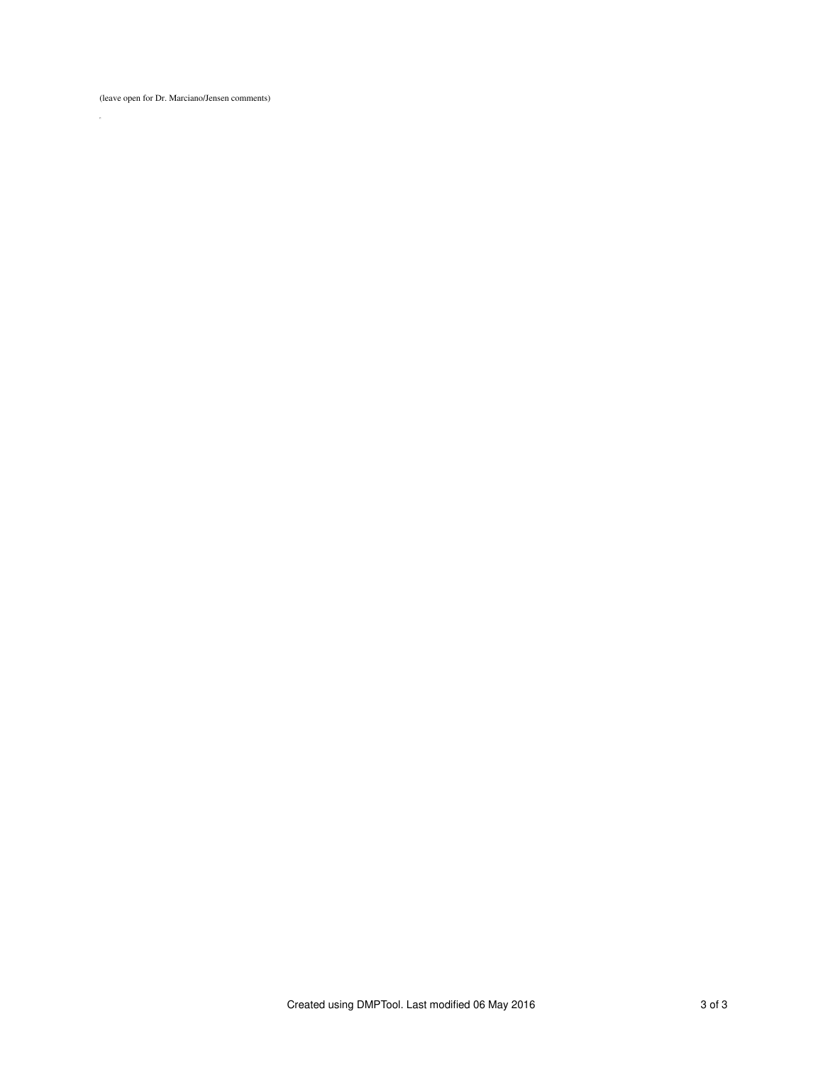(leave open for Dr. Marciano/Jensen comments)